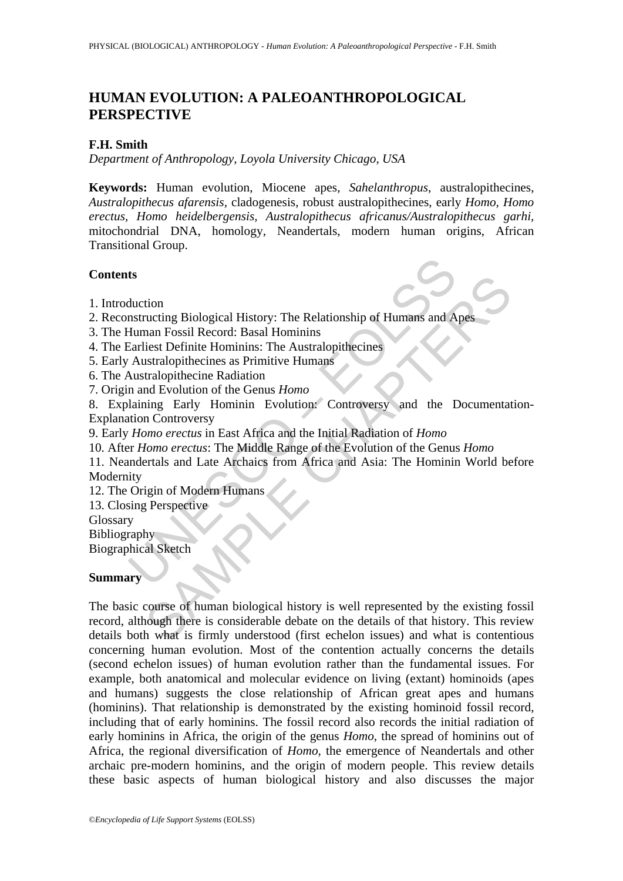# HUMAN EVOLUTION: A PALEOANTHROPOLOGICAL PERSPECTIVE

**F.H. Smith**

*Department of Anthropology, Loyola University Chicago, USA*

**Keywords:** Human evolution, Miocene apes, *Sahelanthropus*, australopithecines, *Australopithecus afarensis,* cladogenesis, robust australopithecines, early *Homo, Homo erectus*, *Homo heidelbergensis, Australopithecus africanus/Australopithecus garhi,* mitochondrial DNA, homology, Neandertals, modern human origins, African Transitional Group.

## Contents

1. Introduction
2. Reconstructing Biological History: The Relationship of Humans and Apes
3. The Human Fossil Record: Basal Hominins
4. The Earliest Definite Hominins: The Australopithecines
5. Early Australopithecines as Primitive Humans
6. The Australopithecine Radiation
7. Origin and Evolution of the Genus *Homo*
8. Explaining Early Hominin Evolution: Controversy and the Documentation-Explanation Controversy
9. Early *Homo erectus* in East Africa and the Initial Radiation of *Homo*
10. After *Homo erectus*: The Middle Range of the Evolution of the Genus *Homo*
11. Neandertals and Late Archaics from Africa and Asia: The Hominin World before Modernity
12. The Origin of Modern Humans
13. Closing Perspective

Glossary

Bibliography

Biographical Sketch

## Summary

The basic course of human biological history is well represented by the existing fossil record, although there is considerable debate on the details of that history. This review details both what is firmly understood (first echelon issues) and what is contentious concerning human evolution. Most of the contention actually concerns the details (second echelon issues) of human evolution rather than the fundamental issues. For example, both anatomical and molecular evidence on living (extant) hominoids (apes and humans) suggests the close relationship of African great apes and humans (hominins). That relationship is demonstrated by the existing hominoid fossil record, including that of early hominins. The fossil record also records the initial radiation of early hominins in Africa, the origin of the genus *Homo*, the spread of hominins out of Africa, the regional diversification of *Homo*, the emergence of Neandertals and other archaic pre-modern hominins, and the origin of modern people. This review details these basic aspects of human biological history and also discusses the major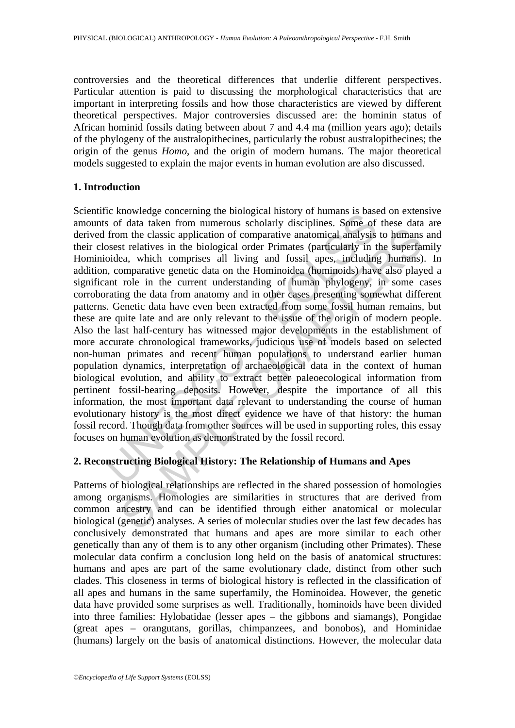controversies and the theoretical differences that underlie different perspectives. Particular attention is paid to discussing the morphological characteristics that are important in interpreting fossils and how those characteristics are viewed by different theoretical perspectives. Major controversies discussed are: the hominin status of African hominid fossils dating between about 7 and 4.4 ma (million years ago); details of the phylogeny of the australopithecines, particularly the robust australopithecines; the origin of the genus *Homo*, and the origin of modern humans. The major theoretical models suggested to explain the major events in human evolution are also discussed.

## 1. Introduction

Scientific knowledge concerning the biological history of humans is based on extensive amounts of data taken from numerous scholarly disciplines. Some of these data are derived from the classic application of comparative anatomical analysis to humans and their closest relatives in the biological order Primates (particularly in the superfamily Hominioidea, which comprises all living and fossil apes, including humans). In addition, comparative genetic data on the Hominoidea (hominoids) have also played a significant role in the current understanding of human phylogeny, in some cases corroborating the data from anatomy and in other cases presenting somewhat different patterns. Genetic data have even been extracted from some fossil human remains, but these are quite late and are only relevant to the issue of the origin of modern people. Also the last half-century has witnessed major developments in the establishment of more accurate chronological frameworks, judicious use of models based on selected non-human primates and recent human populations to understand earlier human population dynamics, interpretation of archaeological data in the context of human biological evolution, and ability to extract better paleoecological information from pertinent fossil-bearing deposits. However, despite the importance of all this information, the most important data relevant to understanding the course of human evolutionary history is the most direct evidence we have of that history: the human fossil record. Though data from other sources will be used in supporting roles, this essay focuses on human evolution as demonstrated by the fossil record.

## 2. Reconstructing Biological History: The Relationship of Humans and Apes

Patterns of biological relationships are reflected in the shared possession of homologies among organisms. Homologies are similarities in structures that are derived from common ancestry and can be identified through either anatomical or molecular biological (genetic) analyses. A series of molecular studies over the last few decades has conclusively demonstrated that humans and apes are more similar to each other genetically than any of them is to any other organism (including other Primates). These molecular data confirm a conclusion long held on the basis of anatomical structures: humans and apes are part of the same evolutionary clade, distinct from other such clades. This closeness in terms of biological history is reflected in the classification of all apes and humans in the same superfamily, the Hominoidea. However, the genetic data have provided some surprises as well. Traditionally, hominoids have been divided into three families: Hylobatidae (lesser apes – the gibbons and siamangs), Pongidae (great apes – orangutans, gorillas, chimpanzees, and bonobos), and Hominidae (humans) largely on the basis of anatomical distinctions. However, the molecular data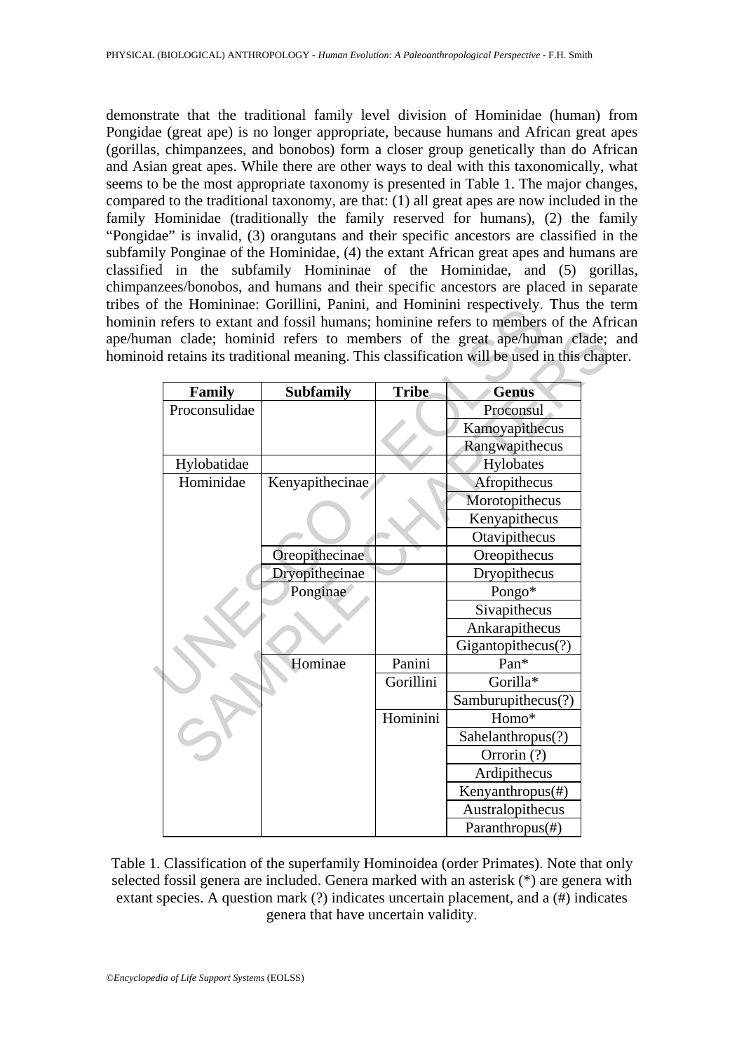demonstrate that the traditional family level division of Hominidae (human) from Pongidae (great ape) is no longer appropriate, because humans and African great apes (gorillas, chimpanzees, and bonobos) form a closer group genetically than do African and Asian great apes. While there are other ways to deal with this taxonomically, what seems to be the most appropriate taxonomy is presented in Table 1. The major changes, compared to the traditional taxonomy, are that: (1) all great apes are now included in the family Hominidae (traditionally the family reserved for humans), (2) the family "Pongidae" is invalid, (3) orangutans and their specific ancestors are classified in the subfamily Ponginae of the Hominidae, (4) the extant African great apes and humans are classified in the subfamily Homininae of the Hominidae, and (5) gorillas, chimpanzees/bonobos, and humans and their specific ancestors are placed in separate tribes of the Homininae: Gorillini, Panini, and Hominini respectively. Thus the term hominin refers to extant and fossil humans; hominine refers to members of the African ape/human clade; hominid refers to members of the great ape/human clade; and hominoid retains its traditional meaning. This classification will be used in this chapter.

| Family | Subfamily | Tribe | Genus |
|---|---|---|---|
| Proconsulidae | | | Proconsul |
| | | | Kamoyapithecus |
| | | | Rangwapithecus |
| Hylobatidae | | | Hylobates |
| Hominidae | Kenyapithecinae | | Afropithecus |
| | | | Morotopithecus |
| | | | Kenyapithecus |
| | | | Otavipithecus |
| | Oreopithecinae | | Oreopithecus |
| | Dryopithecinae | | Dryopithecus |
| | Ponginae | | Pongo* |
| | | | Sivapithecus |
| | | | Ankarapithecus |
| | | | Gigantopithecus(?) |
| | Hominae | Panini | Pan* |
| | | Gorillini | Gorilla* |
| | | | Samburupithecus(?) |
| | | Hominini | Homo* |
| | | | Sahelanthropus(?) |
| | | | Orrorin (?) |
| | | | Ardipithecus |
| | | | Kenyanthropus(#) |
| | | | Australopithecus |
| | | | Paranthropus(#) |

Table 1. Classification of the superfamily Hominoidea (order Primates). Note that only selected fossil genera are included. Genera marked with an asterisk (*) are genera with extant species. A question mark (?) indicates uncertain placement, and a (#) indicates genera that have uncertain validity.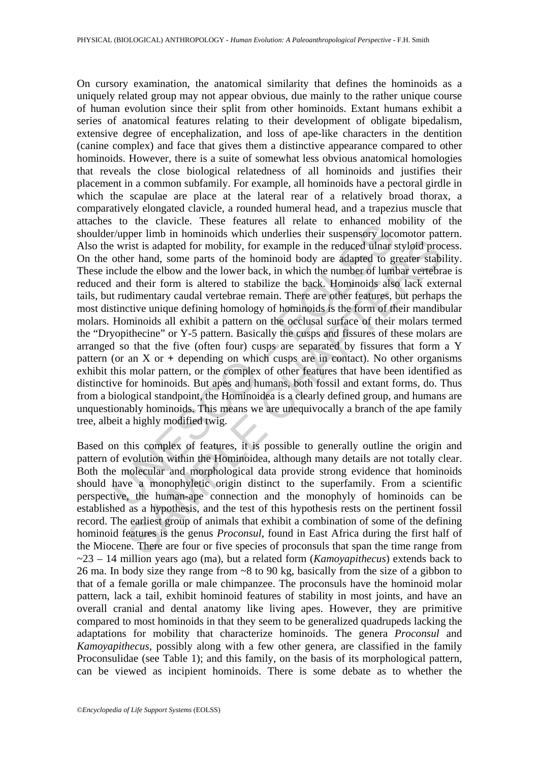On cursory examination, the anatomical similarity that defines the hominoids as a uniquely related group may not appear obvious, due mainly to the rather unique course of human evolution since their split from other hominoids. Extant humans exhibit a series of anatomical features relating to their development of obligate bipedalism, extensive degree of encephalization, and loss of ape-like characters in the dentition (canine complex) and face that gives them a distinctive appearance compared to other hominoids. However, there is a suite of somewhat less obvious anatomical homologies that reveals the close biological relatedness of all hominoids and justifies their placement in a common subfamily. For example, all hominoids have a pectoral girdle in which the scapulae are place at the lateral rear of a relatively broad thorax, a comparatively elongated clavicle, a rounded humeral head, and a trapezius muscle that attaches to the clavicle. These features all relate to enhanced mobility of the shoulder/upper limb in hominoids which underlies their suspensory locomotor pattern. Also the wrist is adapted for mobility, for example in the reduced ulnar styloid process. On the other hand, some parts of the hominoid body are adapted to greater stability. These include the elbow and the lower back, in which the number of lumbar vertebrae is reduced and their form is altered to stabilize the back. Hominoids also lack external tails, but rudimentary caudal vertebrae remain. There are other features, but perhaps the most distinctive unique defining homology of hominoids is the form of their mandibular molars. Hominoids all exhibit a pattern on the occlusal surface of their molars termed the "Dryopithecine" or Y-5 pattern. Basically the cusps and fissures of these molars are arranged so that the five (often four) cusps are separated by fissures that form a Y pattern (or an X or **+** depending on which cusps are in contact). No other organisms exhibit this molar pattern, or the complex of other features that have been identified as distinctive for hominoids. But apes and humans, both fossil and extant forms, do. Thus from a biological standpoint, the Hominoidea is a clearly defined group, and humans are unquestionably hominoids. This means we are unequivocally a branch of the ape family tree, albeit a highly modified twig.

Based on this complex of features, it is possible to generally outline the origin and pattern of evolution within the Hominoidea, although many details are not totally clear. Both the molecular and morphological data provide strong evidence that hominoids should have a monophyletic origin distinct to the superfamily. From a scientific perspective, the human-ape connection and the monophyly of hominoids can be established as a hypothesis, and the test of this hypothesis rests on the pertinent fossil record. The earliest group of animals that exhibit a combination of some of the defining hominoid features is the genus *Proconsul*, found in East Africa during the first half of the Miocene. There are four or five species of proconsuls that span the time range from ~23 – 14 million years ago (ma), but a related form (*Kamoyapithecus*) extends back to 26 ma. In body size they range from ~8 to 90 kg, basically from the size of a gibbon to that of a female gorilla or male chimpanzee. The proconsuls have the hominoid molar pattern, lack a tail, exhibit hominoid features of stability in most joints, and have an overall cranial and dental anatomy like living apes. However, they are primitive compared to most hominoids in that they seem to be generalized quadrupeds lacking the adaptations for mobility that characterize hominoids. The genera *Proconsul* and *Kamoyapithecus*, possibly along with a few other genera, are classified in the family Proconsulidae (see Table 1); and this family, on the basis of its morphological pattern, can be viewed as incipient hominoids. There is some debate as to whether the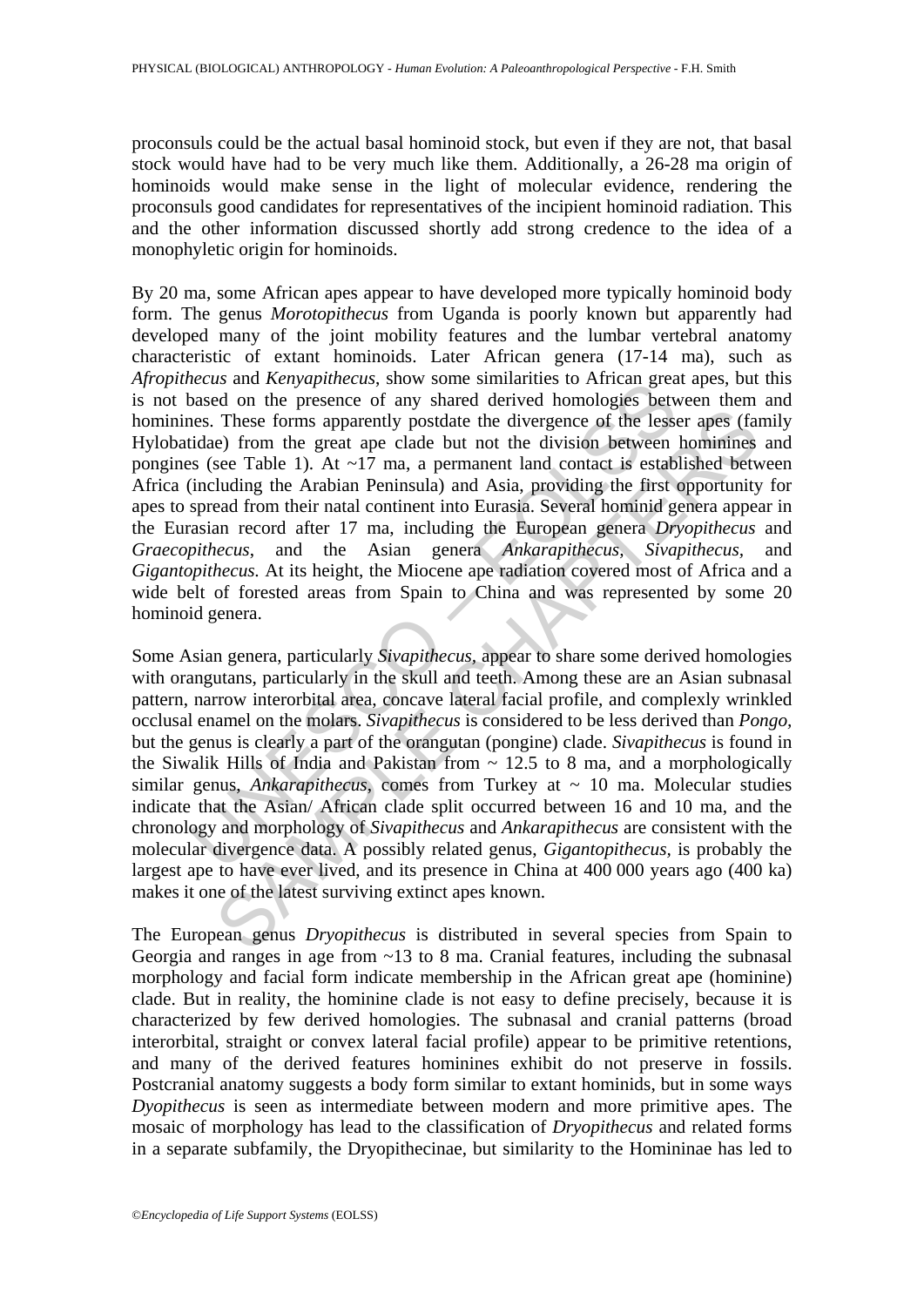proconsuls could be the actual basal hominoid stock, but even if they are not, that basal stock would have had to be very much like them. Additionally, a 26-28 ma origin of hominoids would make sense in the light of molecular evidence, rendering the proconsuls good candidates for representatives of the incipient hominoid radiation. This and the other information discussed shortly add strong credence to the idea of a monophyletic origin for hominoids.

By 20 ma, some African apes appear to have developed more typically hominoid body form. The genus *Morotopithecus* from Uganda is poorly known but apparently had developed many of the joint mobility features and the lumbar vertebral anatomy characteristic of extant hominoids. Later African genera (17-14 ma), such as *Afropithecus* and *Kenyapithecus*, show some similarities to African great apes, but this is not based on the presence of any shared derived homologies between them and hominines. These forms apparently postdate the divergence of the lesser apes (family Hylobatidae) from the great ape clade but not the division between hominines and pongines (see Table 1). At ~17 ma, a permanent land contact is established between Africa (including the Arabian Peninsula) and Asia, providing the first opportunity for apes to spread from their natal continent into Eurasia. Several hominid genera appear in the Eurasian record after 17 ma, including the European genera *Dryopithecus* and *Graecopithecus*, and the Asian genera *Ankarapithecus*, *Sivapithecus*, and *Gigantopithecus*. At its height, the Miocene ape radiation covered most of Africa and a wide belt of forested areas from Spain to China and was represented by some 20 hominoid genera.

Some Asian genera, particularly *Sivapithecus*, appear to share some derived homologies with orangutans, particularly in the skull and teeth. Among these are an Asian subnasal pattern, narrow interorbital area, concave lateral facial profile, and complexly wrinkled occlusal enamel on the molars. *Sivapithecus* is considered to be less derived than *Pongo*, but the genus is clearly a part of the orangutan (pongine) clade. *Sivapithecus* is found in the Siwalik Hills of India and Pakistan from ~ 12.5 to 8 ma, and a morphologically similar genus, *Ankarapithecus*, comes from Turkey at ~ 10 ma. Molecular studies indicate that the Asian/ African clade split occurred between 16 and 10 ma, and the chronology and morphology of *Sivapithecus* and *Ankarapithecus* are consistent with the molecular divergence data. A possibly related genus, *Gigantopithecus*, is probably the largest ape to have ever lived, and its presence in China at 400 000 years ago (400 ka) makes it one of the latest surviving extinct apes known.

The European genus *Dryopithecus* is distributed in several species from Spain to Georgia and ranges in age from ~13 to 8 ma. Cranial features, including the subnasal morphology and facial form indicate membership in the African great ape (hominine) clade. But in reality, the hominine clade is not easy to define precisely, because it is characterized by few derived homologies. The subnasal and cranial patterns (broad interorbital, straight or convex lateral facial profile) appear to be primitive retentions, and many of the derived features hominines exhibit do not preserve in fossils. Postcranial anatomy suggests a body form similar to extant hominids, but in some ways *Dyopithecus* is seen as intermediate between modern and more primitive apes. The mosaic of morphology has lead to the classification of *Dryopithecus* and related forms in a separate subfamily, the Dryopithecinae, but similarity to the Homininae has led to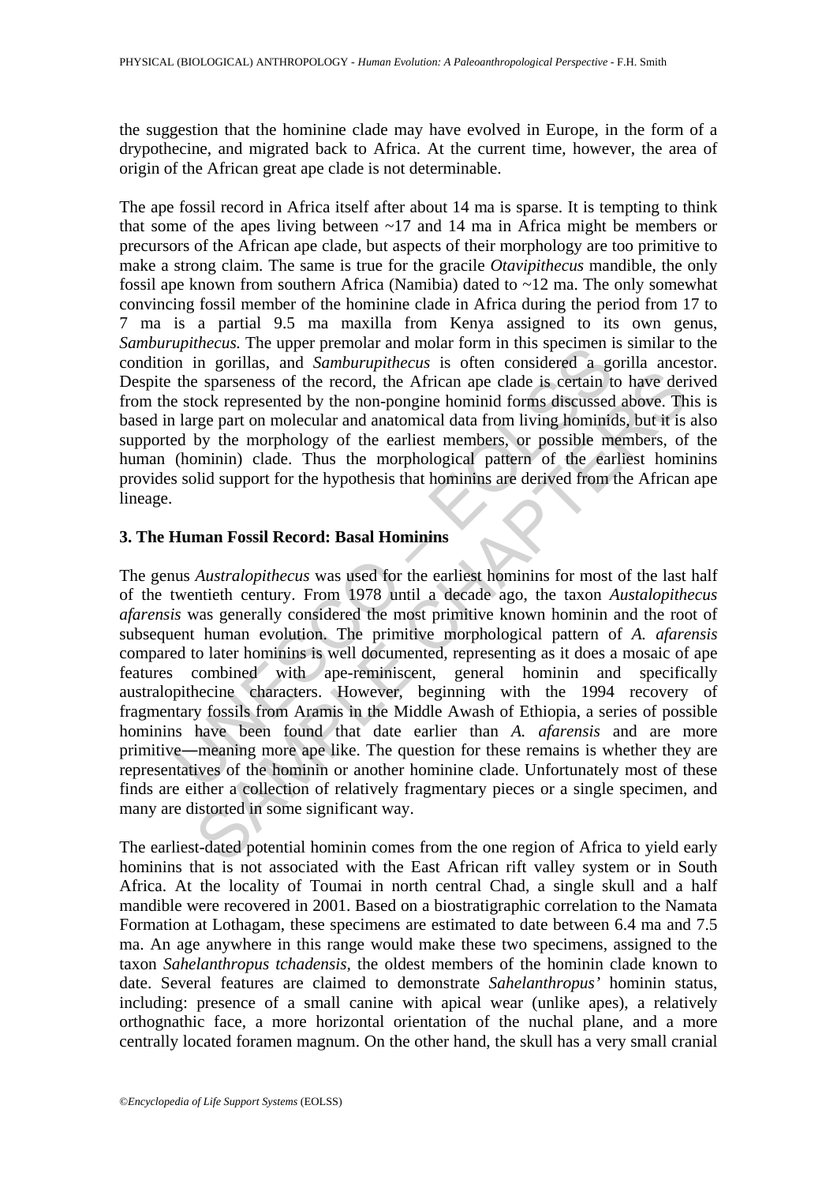the suggestion that the hominine clade may have evolved in Europe, in the form of a drypothecine, and migrated back to Africa. At the current time, however, the area of origin of the African great ape clade is not determinable.

The ape fossil record in Africa itself after about 14 ma is sparse. It is tempting to think that some of the apes living between ~17 and 14 ma in Africa might be members or precursors of the African ape clade, but aspects of their morphology are too primitive to make a strong claim. The same is true for the gracile *Otavipithecus* mandible, the only fossil ape known from southern Africa (Namibia) dated to ~12 ma. The only somewhat convincing fossil member of the hominine clade in Africa during the period from 17 to 7 ma is a partial 9.5 ma maxilla from Kenya assigned to its own genus, *Samburupithecus.* The upper premolar and molar form in this specimen is similar to the condition in gorillas, and *Samburupithecus* is often considered a gorilla ancestor. Despite the sparseness of the record, the African ape clade is certain to have derived from the stock represented by the non-pongine hominid forms discussed above. This is based in large part on molecular and anatomical data from living hominids, but it is also supported by the morphology of the earliest members, or possible members, of the human (hominin) clade. Thus the morphological pattern of the earliest hominins provides solid support for the hypothesis that hominins are derived from the African ape lineage.

## 3. The Human Fossil Record: Basal Hominins

The genus *Australopithecus* was used for the earliest hominins for most of the last half of the twentieth century. From 1978 until a decade ago, the taxon *Austalopithecus afarensis* was generally considered the most primitive known hominin and the root of subsequent human evolution. The primitive morphological pattern of *A. afarensis* compared to later hominins is well documented, representing as it does a mosaic of ape features combined with ape-reminiscent, general hominin and specifically australopithecine characters. However, beginning with the 1994 recovery of fragmentary fossils from Aramis in the Middle Awash of Ethiopia, a series of possible hominins have been found that date earlier than *A. afarensis* and are more primitive—meaning more ape like. The question for these remains is whether they are representatives of the hominin or another hominine clade. Unfortunately most of these finds are either a collection of relatively fragmentary pieces or a single specimen, and many are distorted in some significant way.

The earliest-dated potential hominin comes from the one region of Africa to yield early hominins that is not associated with the East African rift valley system or in South Africa. At the locality of Toumai in north central Chad, a single skull and a half mandible were recovered in 2001. Based on a biostratigraphic correlation to the Namata Formation at Lothagam, these specimens are estimated to date between 6.4 ma and 7.5 ma. An age anywhere in this range would make these two specimens, assigned to the taxon *Sahelanthropus tchadensis*, the oldest members of the hominin clade known to date. Several features are claimed to demonstrate *Sahelanthropus'* hominin status, including: presence of a small canine with apical wear (unlike apes), a relatively orthognathic face, a more horizontal orientation of the nuchal plane, and a more centrally located foramen magnum. On the other hand, the skull has a very small cranial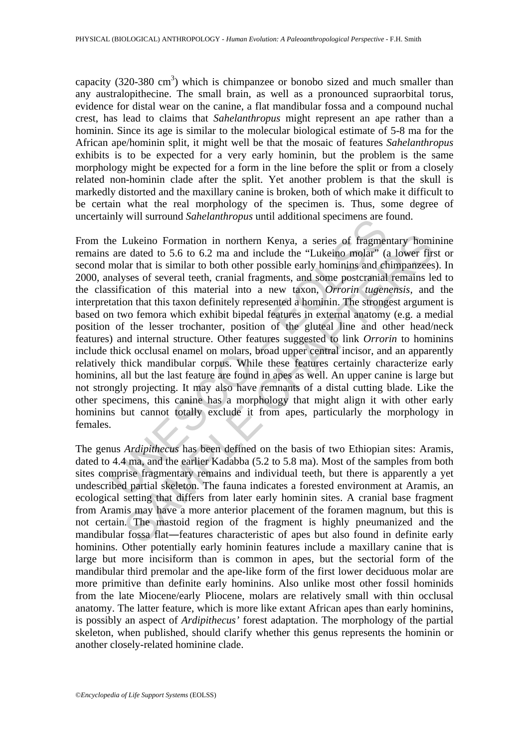capacity (320-380 $cm^3$) which is chimpanzee or bonobo sized and much smaller than any australopithecine. The small brain, as well as a pronounced supraorbital torus, evidence for distal wear on the canine, a flat mandibular fossa and a compound nuchal crest, has lead to claims that *Sahelanthropus* might represent an ape rather than a hominin. Since its age is similar to the molecular biological estimate of 5-8 ma for the African ape/hominin split, it might well be that the mosaic of features *Sahelanthropus* exhibits is to be expected for a very early hominin, but the problem is the same morphology might be expected for a form in the line before the split or from a closely related non-hominin clade after the split. Yet another problem is that the skull is markedly distorted and the maxillary canine is broken, both of which make it difficult to be certain what the real morphology of the specimen is. Thus, some degree of uncertainly will surround *Sahelanthropus* until additional specimens are found.

From the Lukeino Formation in northern Kenya, a series of fragmentary hominine remains are dated to 5.6 to 6.2 ma and include the "Lukeino molar" (a lower first or second molar that is similar to both other possible early hominins and chimpanzees). In 2000, analyses of several teeth, cranial fragments, and some postcranial remains led to the classification of this material into a new taxon, *Orrorin tugenensis*, and the interpretation that this taxon definitely represented a hominin. The strongest argument is based on two femora which exhibit bipedal features in external anatomy (e.g. a medial position of the lesser trochanter, position of the gluteal line and other head/neck features) and internal structure. Other features suggested to link *Orrorin* to hominins include thick occlusal enamel on molars, broad upper central incisor, and an apparently relatively thick mandibular corpus. While these features certainly characterize early hominins, all but the last feature are found in apes as well. An upper canine is large but not strongly projecting. It may also have remnants of a distal cutting blade. Like the other specimens, this canine has a morphology that might align it with other early hominins but cannot totally exclude it from apes, particularly the morphology in females.

The genus *Ardipithecus* has been defined on the basis of two Ethiopian sites: Aramis, dated to 4.4 ma, and the earlier Kadabba (5.2 to 5.8 ma). Most of the samples from both sites comprise fragmentary remains and individual teeth, but there is apparently a yet undescribed partial skeleton. The fauna indicates a forested environment at Aramis, an ecological setting that differs from later early hominin sites. A cranial base fragment from Aramis may have a more anterior placement of the foramen magnum, but this is not certain. The mastoid region of the fragment is highly pneumanized and the mandibular fossa flat—features characteristic of apes but also found in definite early hominins. Other potentially early hominin features include a maxillary canine that is large but more incisiform than is common in apes, but the sectorial form of the mandibular third premolar and the ape-like form of the first lower deciduous molar are more primitive than definite early hominins. Also unlike most other fossil hominids from the late Miocene/early Pliocene, molars are relatively small with thin occlusal anatomy. The latter feature, which is more like extant African apes than early hominins, is possibly an aspect of *Ardipithecus'* forest adaptation. The morphology of the partial skeleton, when published, should clarify whether this genus represents the hominin or another closely-related hominine clade.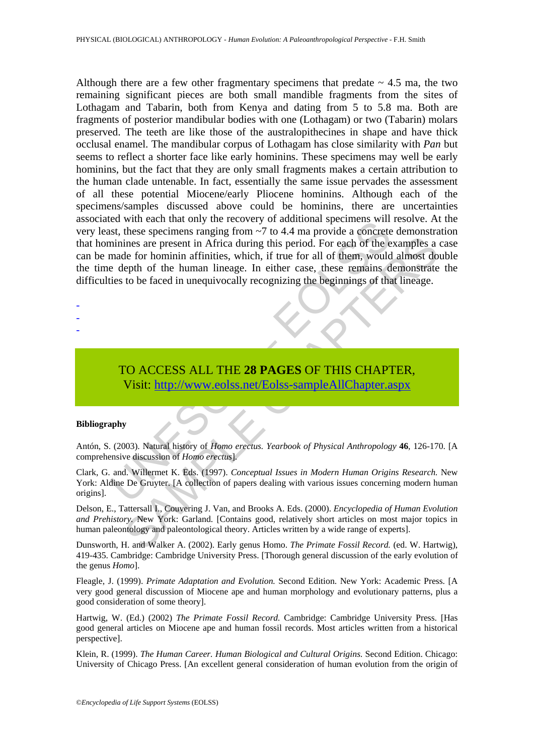Although there are a few other fragmentary specimens that predate ~ 4.5 ma, the two remaining significant pieces are both small mandible fragments from the sites of Lothagam and Tabarin, both from Kenya and dating from 5 to 5.8 ma. Both are fragments of posterior mandibular bodies with one (Lothagam) or two (Tabarin) molars preserved. The teeth are like those of the australopithecines in shape and have thick occlusal enamel. The mandibular corpus of Lothagam has close similarity with *Pan* but seems to reflect a shorter face like early hominins. These specimens may well be early hominins, but the fact that they are only small fragments makes a certain attribution to the human clade untenable. In fact, essentially the same issue pervades the assessment of all these potential Miocene/early Pliocene hominins. Although each of the specimens/samples discussed above could be hominins, there are uncertainties associated with each that only the recovery of additional specimens will resolve. At the very least, these specimens ranging from ~7 to 4.4 ma provide a concrete demonstration that hominines are present in Africa during this period. For each of the examples a case can be made for hominin affinities, which, if true for all of them, would almost double the time depth of the human lineage. In either case, these remains demonstrate the difficulties to be faced in unequivocally recognizing the beginnings of that lineage.

-
-
-

TO ACCESS ALL THE **28 PAGES** OF THIS CHAPTER,
Visit: http://www.eolss.net/Eolss-sampleAllChapter.aspx

**Bibliography**

Antón, S. (2003). Natural history of *Homo erectus. Yearbook of Physical Anthropology* **46**, 126-170. [A comprehensive discussion of *Homo erectus*].

Clark, G. and. Willermet K. Eds. (1997). *Conceptual Issues in Modern Human Origins Research.* New York: Aldine De Gruyter. [A collection of papers dealing with various issues concerning modern human origins].

Delson, E., Tattersall I., Couvering J. Van, and Brooks A. Eds. (2000). *Encyclopedia of Human Evolution and Prehistory.* New York: Garland. [Contains good, relatively short articles on most major topics in human paleontology and paleontological theory. Articles written by a wide range of experts].

Dunsworth, H. and Walker A. (2002). Early genus Homo. *The Primate Fossil Record.* (ed. W. Hartwig), 419-435. Cambridge: Cambridge University Press. [Thorough general discussion of the early evolution of the genus *Homo*].

Fleagle, J. (1999). *Primate Adaptation and Evolution.* Second Edition. New York: Academic Press. [A very good general discussion of Miocene ape and human morphology and evolutionary patterns, plus a good consideration of some theory].

Hartwig, W. (Ed.) (2002) *The Primate Fossil Record.* Cambridge: Cambridge University Press. [Has good general articles on Miocene ape and human fossil records. Most articles written from a historical perspective].

Klein, R. (1999). *The Human Career. Human Biological and Cultural Origins.* Second Edition. Chicago: University of Chicago Press. [An excellent general consideration of human evolution from the origin of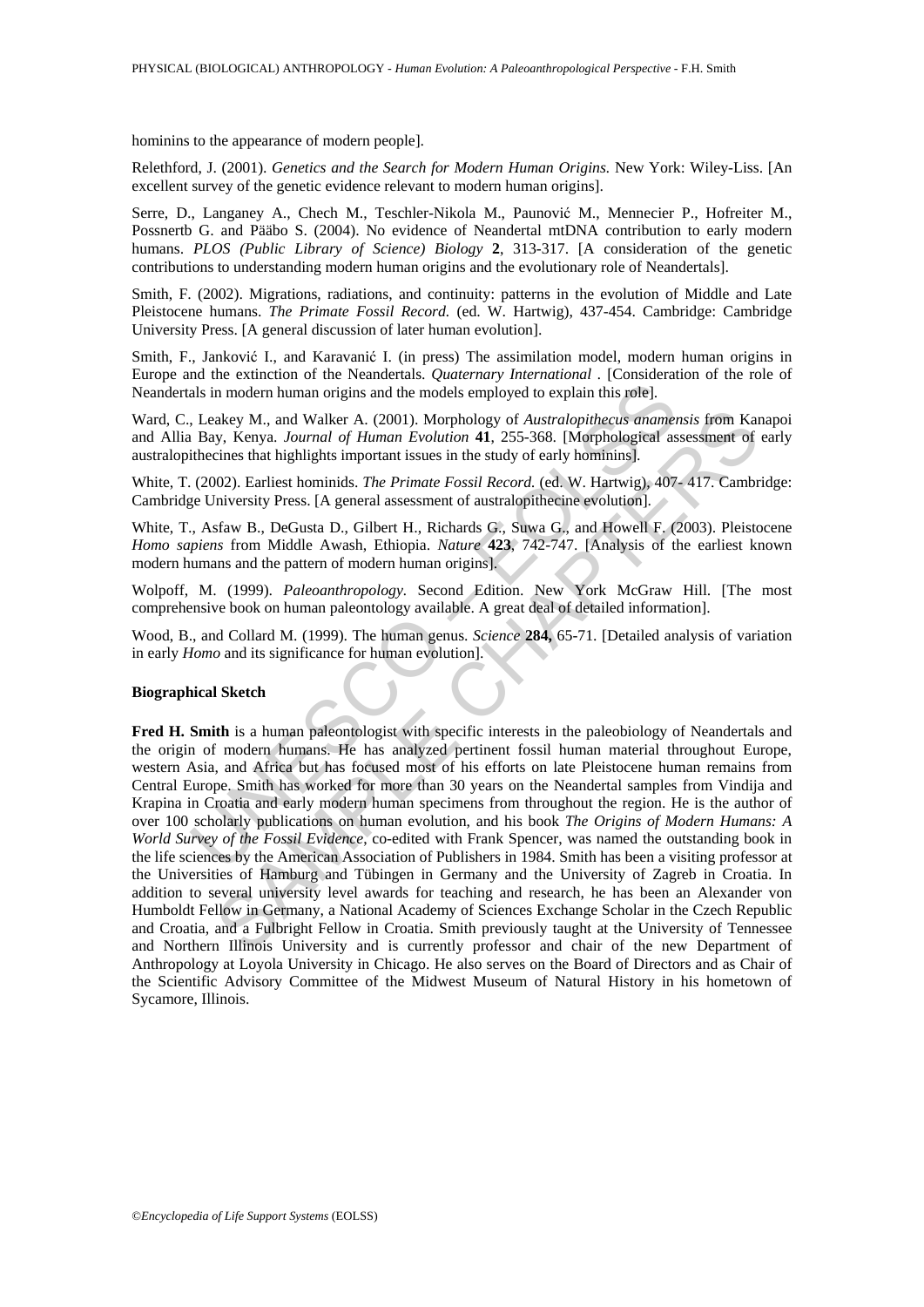hominins to the appearance of modern people].

Relethford, J. (2001). *Genetics and the Search for Modern Human Origins.* New York: Wiley-Liss. [An excellent survey of the genetic evidence relevant to modern human origins].

Serre, D., Langaney A., Chech M., Teschler-Nikola M., Paunović M., Mennecier P., Hofreiter M., Possnertb G. and Pääbo S. (2004). No evidence of Neandertal mtDNA contribution to early modern humans. *PLOS (Public Library of Science) Biology* **2**, 313-317. [A consideration of the genetic contributions to understanding modern human origins and the evolutionary role of Neandertals].

Smith, F. (2002). Migrations, radiations, and continuity: patterns in the evolution of Middle and Late Pleistocene humans. *The Primate Fossil Record.* (ed. W. Hartwig), 437-454. Cambridge: Cambridge University Press. [A general discussion of later human evolution].

Smith, F., Janković I., and Karavanić I. (in press) The assimilation model, modern human origins in Europe and the extinction of the Neandertals. *Quaternary International* . [Consideration of the role of Neandertals in modern human origins and the models employed to explain this role].

Ward, C., Leakey M., and Walker A. (2001). Morphology of *Australopithecus anamensis* from Kanapoi and Allia Bay, Kenya. *Journal of Human Evolution* **41**, 255-368. [Morphological assessment of early australopithecines that highlights important issues in the study of early hominins].

White, T. (2002). Earliest hominids. *The Primate Fossil Record.* (ed. W. Hartwig), 407- 417. Cambridge: Cambridge University Press. [A general assessment of australopithecine evolution].

White, T., Asfaw B., DeGusta D., Gilbert H., Richards G., Suwa G., and Howell F. (2003). Pleistocene *Homo sapiens* from Middle Awash, Ethiopia. *Nature* **423**, 742-747. [Analysis of the earliest known modern humans and the pattern of modern human origins].

Wolpoff, M. (1999). *Paleoanthropology.* Second Edition. New York McGraw Hill. [The most comprehensive book on human paleontology available. A great deal of detailed information].

Wood, B., and Collard M. (1999). The human genus. *Science* **284,** 65-71. [Detailed analysis of variation in early *Homo* and its significance for human evolution].

### Biographical Sketch

**Fred H. Smith** is a human paleontologist with specific interests in the paleobiology of Neandertals and the origin of modern humans. He has analyzed pertinent fossil human material throughout Europe, western Asia, and Africa but has focused most of his efforts on late Pleistocene human remains from Central Europe. Smith has worked for more than 30 years on the Neandertal samples from Vindija and Krapina in Croatia and early modern human specimens from throughout the region. He is the author of over 100 scholarly publications on human evolution, and his book *The Origins of Modern Humans: A World Survey of the Fossil Evidence*, co-edited with Frank Spencer, was named the outstanding book in the life sciences by the American Association of Publishers in 1984. Smith has been a visiting professor at the Universities of Hamburg and Tübingen in Germany and the University of Zagreb in Croatia. In addition to several university level awards for teaching and research, he has been an Alexander von Humboldt Fellow in Germany, a National Academy of Sciences Exchange Scholar in the Czech Republic and Croatia, and a Fulbright Fellow in Croatia. Smith previously taught at the University of Tennessee and Northern Illinois University and is currently professor and chair of the new Department of Anthropology at Loyola University in Chicago. He also serves on the Board of Directors and as Chair of the Scientific Advisory Committee of the Midwest Museum of Natural History in his hometown of Sycamore, Illinois.